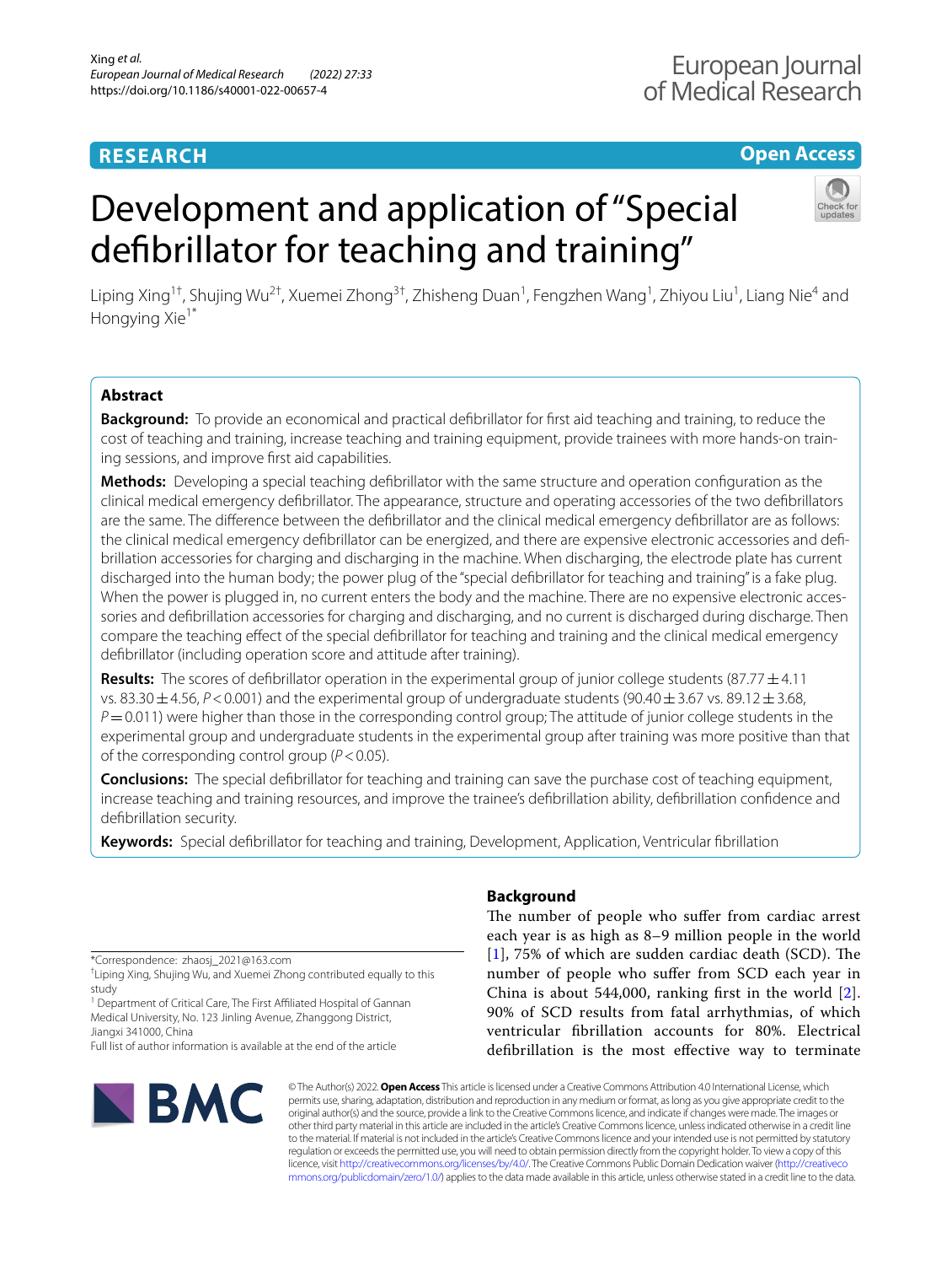RESEARCH

Open Access

# Development and application of "Special defibrillator for teaching and training"

Liping Xing[1†], Shujing Wu[2†], Xuemei Zhong[3†], Zhisheng Duan[1], Fengzhen Wang[1], Zhiyou Liu[1], Liang Nie[4] and Hongying Xie[1*]

## Abstract

**Background:** To provide an economical and practical defibrillator for first aid teaching and training, to reduce the cost of teaching and training, increase teaching and training equipment, provide trainees with more hands-on training sessions, and improve first aid capabilities.

**Methods:** Developing a special teaching defibrillator with the same structure and operation configuration as the clinical medical emergency defibrillator. The appearance, structure and operating accessories of the two defibrillators are the same. The difference between the defibrillator and the clinical medical emergency defibrillator are as follows: the clinical medical emergency defibrillator can be energized, and there are expensive electronic accessories and defibrillation accessories for charging and discharging in the machine. When discharging, the electrode plate has current discharged into the human body; the power plug of the "special defibrillator for teaching and training" is a fake plug. When the power is plugged in, no current enters the body and the machine. There are no expensive electronic accessories and defibrillation accessories for charging and discharging, and no current is discharged during discharge. Then compare the teaching effect of the special defibrillator for teaching and training and the clinical medical emergency defibrillator (including operation score and attitude after training).

**Results:** The scores of defibrillator operation in the experimental group of junior college students ($87.77 \pm 4.11$ vs. $83.30 \pm 4.56$, $P < 0.001$) and the experimental group of undergraduate students ($90.40 \pm 3.67$ vs. $89.12 \pm 3.68$, $P = 0.011$) were higher than those in the corresponding control group; The attitude of junior college students in the experimental group and undergraduate students in the experimental group after training was more positive than that of the corresponding control group ($P < 0.05$).

**Conclusions:** The special defibrillator for teaching and training can save the purchase cost of teaching equipment, increase teaching and training resources, and improve the trainee's defibrillation ability, defibrillation confidence and defibrillation security.

**Keywords:** Special defibrillator for teaching and training, Development, Application, Ventricular fibrillation

## Background

The number of people who suffer from cardiac arrest each year is as high as 8–9 million people in the world [1], 75% of which are sudden cardiac death (SCD). The number of people who suffer from SCD each year in China is about 544,000, ranking first in the world [2]. 90% of SCD results from fatal arrhythmias, of which ventricular fibrillation accounts for 80%. Electrical defibrillation is the most effective way to terminate

*Correspondence: zhaosj_2021@163.com

†Liping Xing, Shujing Wu, and Xuemei Zhong contributed equally to this study

[1] Department of Critical Care, The First Affiliated Hospital of Gannan Medical University, No. 123 Jinling Avenue, Zhanggong District, Jiangxi 341000, China

Full list of author information is available at the end of the article

© The Author(s) 2022. **Open Access** This article is licensed under a Creative Commons Attribution 4.0 International License, which permits use, sharing, adaptation, distribution and reproduction in any medium or format, as long as you give appropriate credit to the original author(s) and the source, provide a link to the Creative Commons licence, and indicate if changes were made. The images or other third party material in this article are included in the article's Creative Commons licence, unless indicated otherwise in a credit line to the material. If material is not included in the article's Creative Commons licence and your intended use is not permitted by statutory regulation or exceeds the permitted use, you will need to obtain permission directly from the copyright holder. To view a copy of this licence, visit http://creativecommons.org/licenses/by/4.0/. The Creative Commons Public Domain Dedication waiver (http://creativecommons.org/publicdomain/zero/1.0/) applies to the data made available in this article, unless otherwise stated in a credit line to the data.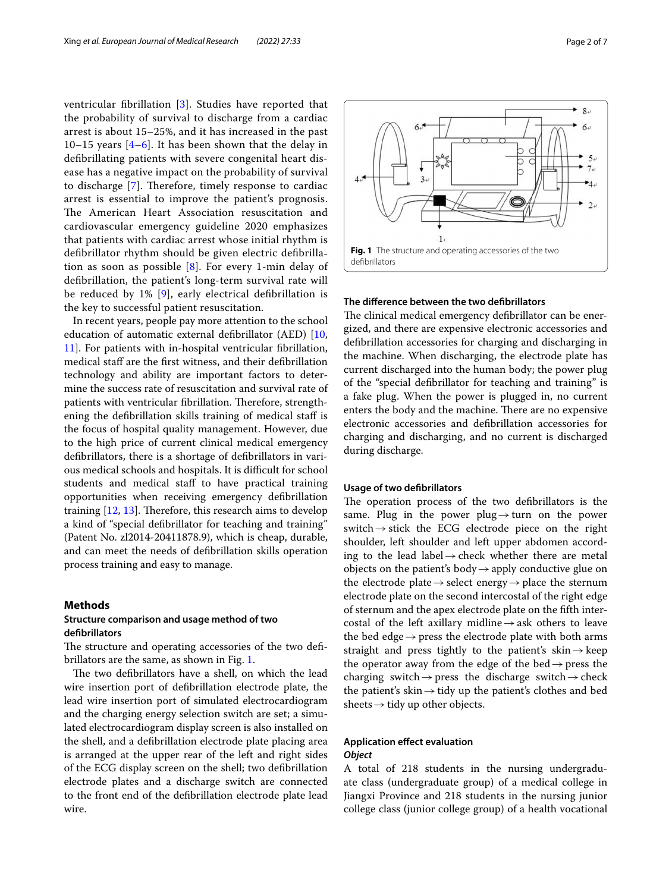ventricular fibrillation [3]. Studies have reported that the probability of survival to discharge from a cardiac arrest is about 15–25%, and it has increased in the past 10–15 years [4–6]. It has been shown that the delay in defibrillating patients with severe congenital heart disease has a negative impact on the probability of survival to discharge [7]. Therefore, timely response to cardiac arrest is essential to improve the patient's prognosis. The American Heart Association resuscitation and cardiovascular emergency guideline 2020 emphasizes that patients with cardiac arrest whose initial rhythm is defibrillator rhythm should be given electric defibrillation as soon as possible [8]. For every 1-min delay of defibrillation, the patient's long-term survival rate will be reduced by 1% [9], early electrical defibrillation is the key to successful patient resuscitation.

In recent years, people pay more attention to the school education of automatic external defibrillator (AED) [10, 11]. For patients with in-hospital ventricular fibrillation, medical staff are the first witness, and their defibrillation technology and ability are important factors to determine the success rate of resuscitation and survival rate of patients with ventricular fibrillation. Therefore, strengthening the defibrillation skills training of medical staff is the focus of hospital quality management. However, due to the high price of current clinical medical emergency defibrillators, there is a shortage of defibrillators in various medical schools and hospitals. It is difficult for school students and medical staff to have practical training opportunities when receiving emergency defibrillation training [12, 13]. Therefore, this research aims to develop a kind of "special defibrillator for teaching and training" (Patent No. zl2014-20411878.9), which is cheap, durable, and can meet the needs of defibrillation skills operation process training and easy to manage.

## Methods

### Structure comparison and usage method of two defibrillators

The structure and operating accessories of the two defibrillators are the same, as shown in Fig. 1.

The two defibrillators have a shell, on which the lead wire insertion port of defibrillation electrode plate, the lead wire insertion port of simulated electrocardiogram and the charging energy selection switch are set; a simulated electrocardiogram display screen is also installed on the shell, and a defibrillation electrode plate placing area is arranged at the upper rear of the left and right sides of the ECG display screen on the shell; two defibrillation electrode plates and a discharge switch are connected to the front end of the defibrillation electrode plate lead wire.

**Fig. 1** The structure and operating accessories of the two defibrillators

### The difference between the two defibrillators

The clinical medical emergency defibrillator can be energized, and there are expensive electronic accessories and defibrillation accessories for charging and discharging in the machine. When discharging, the electrode plate has current discharged into the human body; the power plug of the "special defibrillator for teaching and training" is a fake plug. When the power is plugged in, no current enters the body and the machine. There are no expensive electronic accessories and defibrillation accessories for charging and discharging, and no current is discharged during discharge.

### Usage of two defibrillators

The operation process of the two defibrillators is the same. Plug in the power plug → turn on the power switch → stick the ECG electrode piece on the right shoulder, left shoulder and left upper abdomen according to the lead label → check whether there are metal objects on the patient's body → apply conductive glue on the electrode plate → select energy → place the sternum electrode plate on the second intercostal of the right edge of sternum and the apex electrode plate on the fifth intercostal of the left axillary midline → ask others to leave the bed edge → press the electrode plate with both arms straight and press tightly to the patient's skin → keep the operator away from the edge of the bed → press the charging switch → press the discharge switch → check the patient's skin → tidy up the patient's clothes and bed sheets → tidy up other objects.

### Application effect evaluation

#### *Object*

A total of 218 students in the nursing undergraduate class (undergraduate group) of a medical college in Jiangxi Province and 218 students in the nursing junior college class (junior college group) of a health vocational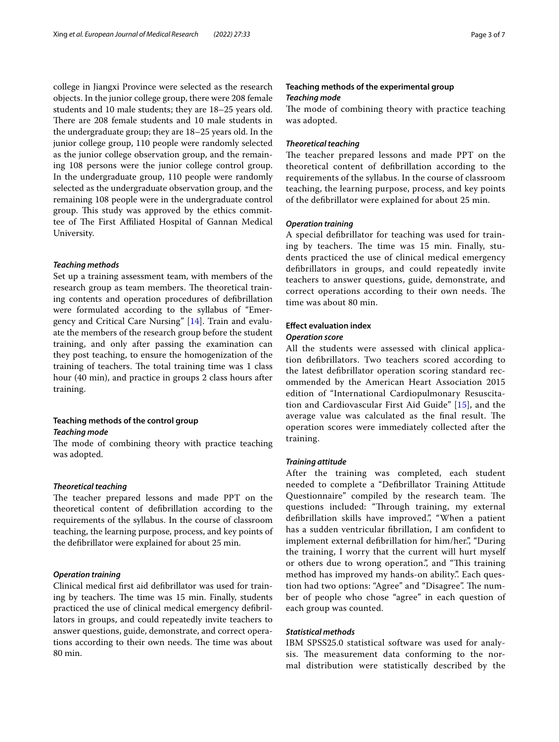college in Jiangxi Province were selected as the research objects. In the junior college group, there were 208 female students and 10 male students; they are 18–25 years old. There are 208 female students and 10 male students in the undergraduate group; they are 18–25 years old. In the junior college group, 110 people were randomly selected as the junior college observation group, and the remaining 108 persons were the junior college control group. In the undergraduate group, 110 people were randomly selected as the undergraduate observation group, and the remaining 108 people were in the undergraduate control group. This study was approved by the ethics committee of The First Affiliated Hospital of Gannan Medical University.

### *Teaching methods*

Set up a training assessment team, with members of the research group as team members. The theoretical training contents and operation procedures of defibrillation were formulated according to the syllabus of "Emergency and Critical Care Nursing" [14]. Train and evaluate the members of the research group before the student training, and only after passing the examination can they post teaching, to ensure the homogenization of the training of teachers. The total training time was 1 class hour (40 min), and practice in groups 2 class hours after training.

## Teaching methods of the control group

### *Teaching mode*

The mode of combining theory with practice teaching was adopted.

### *Theoretical teaching*

The teacher prepared lessons and made PPT on the theoretical content of defibrillation according to the requirements of the syllabus. In the course of classroom teaching, the learning purpose, process, and key points of the defibrillator were explained for about 25 min.

### *Operation training*

Clinical medical first aid defibrillator was used for training by teachers. The time was 15 min. Finally, students practiced the use of clinical medical emergency defibrillators in groups, and could repeatedly invite teachers to answer questions, guide, demonstrate, and correct operations according to their own needs. The time was about 80 min.

## Teaching methods of the experimental group

### *Teaching mode*

The mode of combining theory with practice teaching was adopted.

### *Theoretical teaching*

The teacher prepared lessons and made PPT on the theoretical content of defibrillation according to the requirements of the syllabus. In the course of classroom teaching, the learning purpose, process, and key points of the defibrillator were explained for about 25 min.

### *Operation training*

A special defibrillator for teaching was used for training by teachers. The time was 15 min. Finally, students practiced the use of clinical medical emergency defibrillators in groups, and could repeatedly invite teachers to answer questions, guide, demonstrate, and correct operations according to their own needs. The time was about 80 min.

## Effect evaluation index

### *Operation score*

All the students were assessed with clinical application defibrillators. Two teachers scored according to the latest defibrillator operation scoring standard recommended by the American Heart Association 2015 edition of "International Cardiopulmonary Resuscitation and Cardiovascular First Aid Guide" [15], and the average value was calculated as the final result. The operation scores were immediately collected after the training.

### *Training attitude*

After the training was completed, each student needed to complete a "Defibrillator Training Attitude Questionnaire" compiled by the research team. The questions included: "Through training, my external defibrillation skills have improved.", "When a patient has a sudden ventricular fibrillation, I am confident to implement external defibrillation for him/her.", "During the training, I worry that the current will hurt myself or others due to wrong operation.", and "This training method has improved my hands-on ability.". Each question had two options: "Agree" and "Disagree". The number of people who chose "agree" in each question of each group was counted.

### *Statistical methods*

IBM SPSS25.0 statistical software was used for analysis. The measurement data conforming to the normal distribution were statistically described by the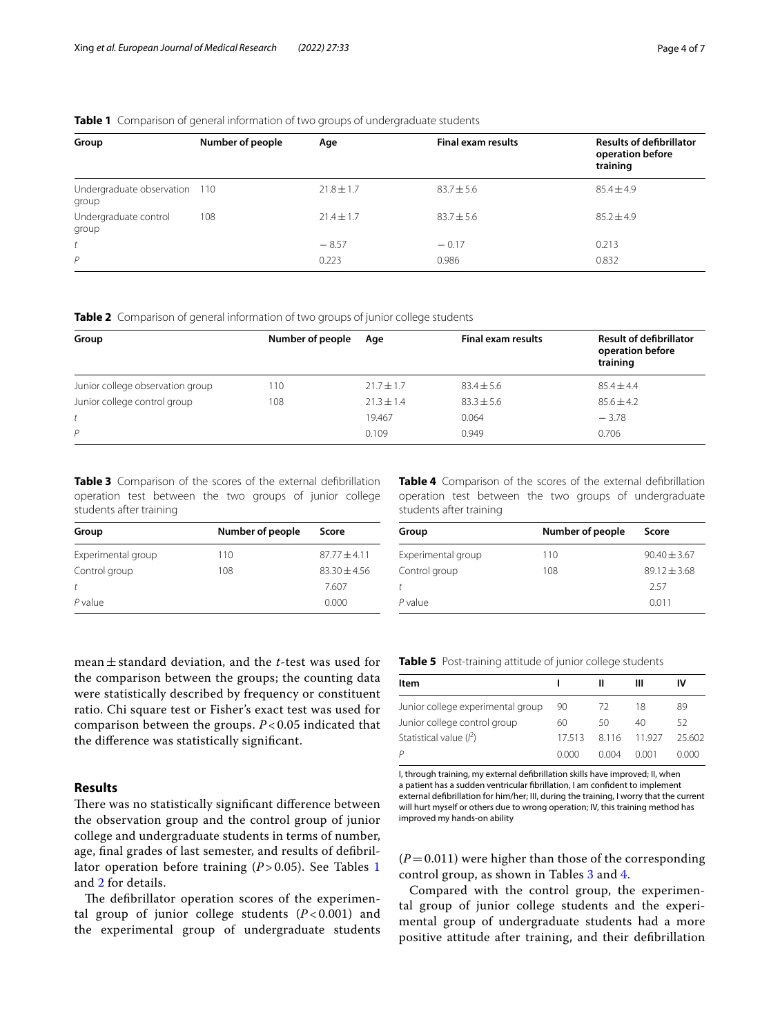**Table 1** Comparison of general information of two groups of undergraduate students

| Group | Number of people | Age | Final exam results | Results of defibrillator operation before training |
|---|---|---|---|---|
| Undergraduate observation group | 110 | 21.8 ± 1.7 | 83.7 ± 5.6 | 85.4 ± 4.9 |
| Undergraduate control group | 108 | 21.4 ± 1.7 | 83.7 ± 5.6 | 85.2 ± 4.9 |
| *t* | | − 8.57 | − 0.17 | 0.213 |
| *P* | | 0.223 | 0.986 | 0.832 |

**Table 2** Comparison of general information of two groups of junior college students

| Group | Number of people | Age | Final exam results | Result of defibrillator operation before training |
|---|---|---|---|---|
| Junior college observation group | 110 | 21.7 ± 1.7 | 83.4 ± 5.6 | 85.4 ± 4.4 |
| Junior college control group | 108 | 21.3 ± 1.4 | 83.3 ± 5.6 | 85.6 ± 4.2 |
| *t* | | 19.467 | 0.064 | − 3.78 |
| *P* | | 0.109 | 0.949 | 0.706 |

**Table 3** Comparison of the scores of the external defibrillation operation test between the two groups of junior college students after training

| Group | Number of people | Score |
|---|---|---|
| Experimental group | 110 | 87.77 ± 4.11 |
| Control group | 108 | 83.30 ± 4.56 |
| *t* | | 7.607 |
| *P* value | | 0.000 |

**Table 4** Comparison of the scores of the external defibrillation operation test between the two groups of undergraduate students after training

| Group | Number of people | Score |
|---|---|---|
| Experimental group | 110 | 90.40 ± 3.67 |
| Control group | 108 | 89.12 ± 3.68 |
| *t* | | 2.57 |
| *P* value | | 0.011 |

mean ± standard deviation, and the *t*-test was used for the comparison between the groups; the counting data were statistically described by frequency or constituent ratio. Chi square test or Fisher's exact test was used for comparison between the groups. $P < 0.05$ indicated that the difference was statistically significant.

## Results

There was no statistically significant difference between the observation group and the control group of junior college and undergraduate students in terms of number, age, final grades of last semester, and results of defibrillator operation before training ($P > 0.05$). See Tables 1 and 2 for details.

The defibrillator operation scores of the experimental group of junior college students ($P < 0.001$) and the experimental group of undergraduate students ($P = 0.011$) were higher than those of the corresponding control group, as shown in Tables 3 and 4.

Compared with the control group, the experimental group of junior college students and the experimental group of undergraduate students had a more positive attitude after training, and their defibrillation

**Table 5** Post-training attitude of junior college students

| Item | I | II | III | IV |
|---|---|---|---|---|
| Junior college experimental group | 90 | 72 | 18 | 89 |
| Junior college control group | 60 | 50 | 40 | 52 |
| Statistical value ($I^2$) | 17.513 | 8.116 | 11.927 | 25.602 |
| *P* | 0.000 | 0.004 | 0.001 | 0.000 |

I, through training, my external defibrillation skills have improved; II, when a patient has a sudden ventricular fibrillation, I am confident to implement external defibrillation for him/her; III, during the training, I worry that the current will hurt myself or others due to wrong operation; IV, this training method has improved my hands-on ability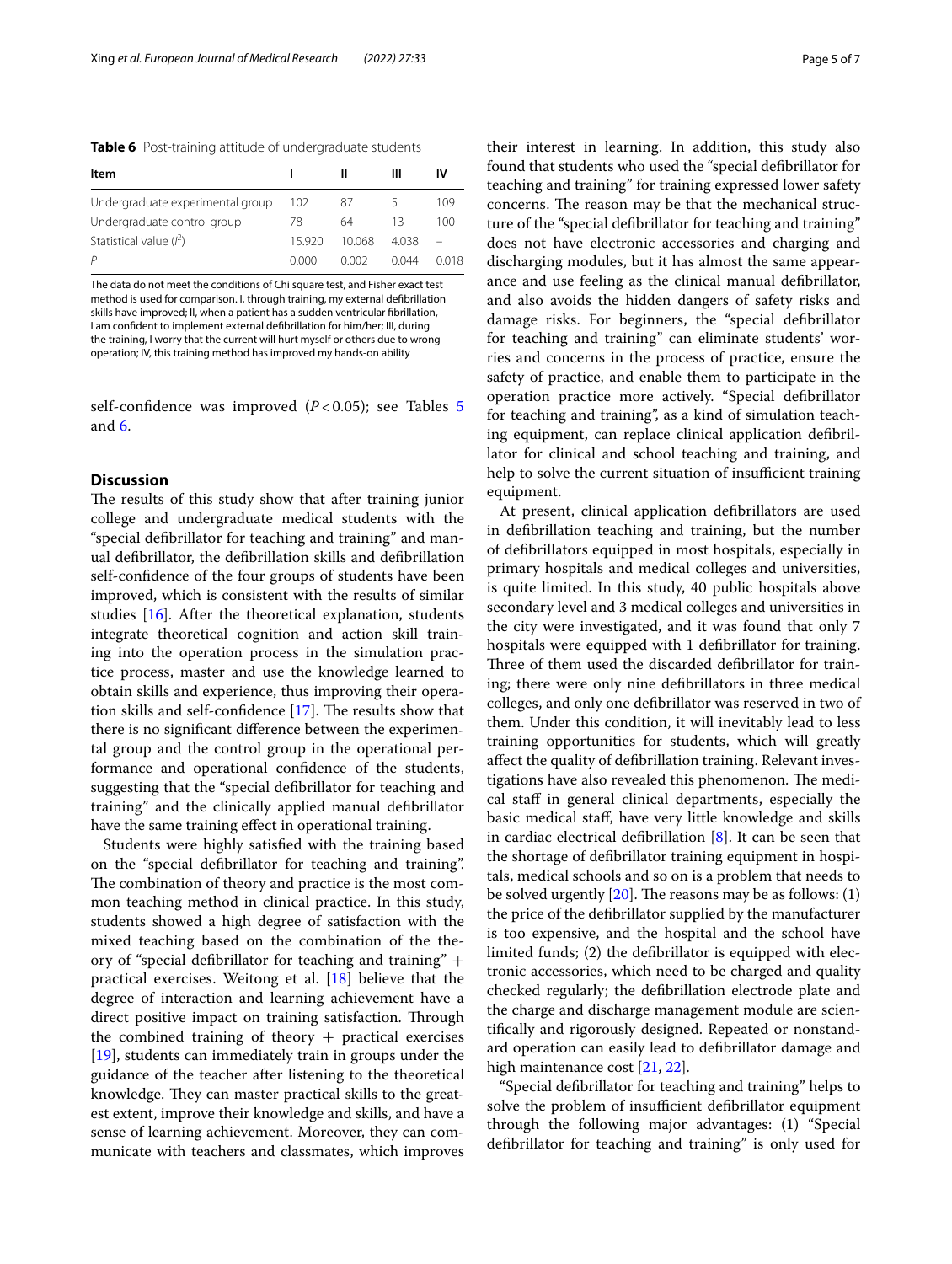**Table 6** Post-training attitude of undergraduate students

| Item | I | II | III | IV |
|---|---|---|---|---|
| Undergraduate experimental group | 102 | 87 | 5 | 109 |
| Undergraduate control group | 78 | 64 | 13 | 100 |
| Statistical value ($I^2$) | 15.920 | 10.068 | 4.038 | – |
| $P$ | 0.000 | 0.002 | 0.044 | 0.018 |

The data do not meet the conditions of Chi square test, and Fisher exact test method is used for comparison. I, through training, my external defibrillation skills have improved; II, when a patient has a sudden ventricular fibrillation, I am confident to implement external defibrillation for him/her; III, during the training, I worry that the current will hurt myself or others due to wrong operation; IV, this training method has improved my hands-on ability

self-confidence was improved ($P<0.05$); see Tables 5 and 6.

## Discussion

The results of this study show that after training junior college and undergraduate medical students with the "special defibrillator for teaching and training" and manual defibrillator, the defibrillation skills and defibrillation self-confidence of the four groups of students have been improved, which is consistent with the results of similar studies [16]. After the theoretical explanation, students integrate theoretical cognition and action skill training into the operation process in the simulation practice process, master and use the knowledge learned to obtain skills and experience, thus improving their operation skills and self-confidence [17]. The results show that there is no significant difference between the experimental group and the control group in the operational performance and operational confidence of the students, suggesting that the "special defibrillator for teaching and training" and the clinically applied manual defibrillator have the same training effect in operational training.

Students were highly satisfied with the training based on the "special defibrillator for teaching and training". The combination of theory and practice is the most common teaching method in clinical practice. In this study, students showed a high degree of satisfaction with the mixed teaching based on the combination of the theory of "special defibrillator for teaching and training" + practical exercises. Weitong et al. [18] believe that the degree of interaction and learning achievement have a direct positive impact on training satisfaction. Through the combined training of theory + practical exercises [19], students can immediately train in groups under the guidance of the teacher after listening to the theoretical knowledge. They can master practical skills to the greatest extent, improve their knowledge and skills, and have a sense of learning achievement. Moreover, they can communicate with teachers and classmates, which improves their interest in learning. In addition, this study also found that students who used the "special defibrillator for teaching and training" for training expressed lower safety concerns. The reason may be that the mechanical structure of the "special defibrillator for teaching and training" does not have electronic accessories and charging and discharging modules, but it has almost the same appearance and use feeling as the clinical manual defibrillator, and also avoids the hidden dangers of safety risks and damage risks. For beginners, the "special defibrillator for teaching and training" can eliminate students' worries and concerns in the process of practice, ensure the safety of practice, and enable them to participate in the operation practice more actively. "Special defibrillator for teaching and training", as a kind of simulation teaching equipment, can replace clinical application defibrillator for clinical and school teaching and training, and help to solve the current situation of insufficient training equipment.

At present, clinical application defibrillators are used in defibrillation teaching and training, but the number of defibrillators equipped in most hospitals, especially in primary hospitals and medical colleges and universities, is quite limited. In this study, 40 public hospitals above secondary level and 3 medical colleges and universities in the city were investigated, and it was found that only 7 hospitals were equipped with 1 defibrillator for training. Three of them used the discarded defibrillator for training; there were only nine defibrillators in three medical colleges, and only one defibrillator was reserved in two of them. Under this condition, it will inevitably lead to less training opportunities for students, which will greatly affect the quality of defibrillation training. Relevant investigations have also revealed this phenomenon. The medical staff in general clinical departments, especially the basic medical staff, have very little knowledge and skills in cardiac electrical defibrillation [8]. It can be seen that the shortage of defibrillator training equipment in hospitals, medical schools and so on is a problem that needs to be solved urgently [20]. The reasons may be as follows: (1) the price of the defibrillator supplied by the manufacturer is too expensive, and the hospital and the school have limited funds; (2) the defibrillator is equipped with electronic accessories, which need to be charged and quality checked regularly; the defibrillation electrode plate and the charge and discharge management module are scientifically and rigorously designed. Repeated or nonstandard operation can easily lead to defibrillator damage and high maintenance cost [21, 22].

"Special defibrillator for teaching and training" helps to solve the problem of insufficient defibrillator equipment through the following major advantages: (1) "Special defibrillator for teaching and training" is only used for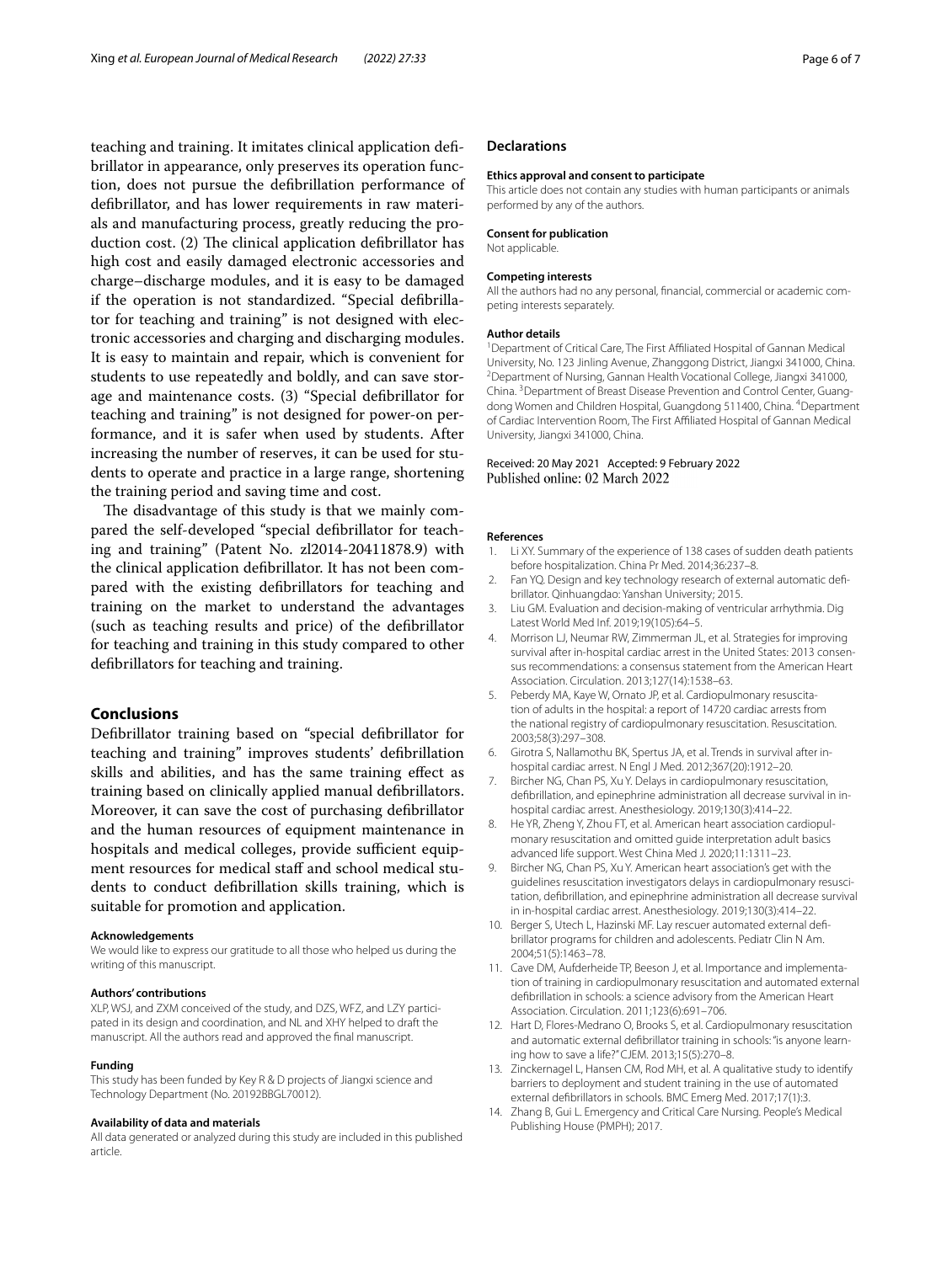teaching and training. It imitates clinical application defibrillator in appearance, only preserves its operation function, does not pursue the defibrillation performance of defibrillator, and has lower requirements in raw materials and manufacturing process, greatly reducing the production cost. (2) The clinical application defibrillator has high cost and easily damaged electronic accessories and charge–discharge modules, and it is easy to be damaged if the operation is not standardized. "Special defibrillator for teaching and training" is not designed with electronic accessories and charging and discharging modules. It is easy to maintain and repair, which is convenient for students to use repeatedly and boldly, and can save storage and maintenance costs. (3) "Special defibrillator for teaching and training" is not designed for power-on performance, and it is safer when used by students. After increasing the number of reserves, it can be used for students to operate and practice in a large range, shortening the training period and saving time and cost.

The disadvantage of this study is that we mainly compared the self-developed "special defibrillator for teaching and training" (Patent No. zl2014-20411878.9) with the clinical application defibrillator. It has not been compared with the existing defibrillators for teaching and training on the market to understand the advantages (such as teaching results and price) of the defibrillator for teaching and training in this study compared to other defibrillators for teaching and training.

## Conclusions

Defibrillator training based on "special defibrillator for teaching and training" improves students' defibrillation skills and abilities, and has the same training effect as training based on clinically applied manual defibrillators. Moreover, it can save the cost of purchasing defibrillator and the human resources of equipment maintenance in hospitals and medical colleges, provide sufficient equipment resources for medical staff and school medical students to conduct defibrillation skills training, which is suitable for promotion and application.

#### Acknowledgements

We would like to express our gratitude to all those who helped us during the writing of this manuscript.

#### Authors' contributions

XLP, WSJ, and ZXM conceived of the study, and DZS, WFZ, and LZY participated in its design and coordination, and NL and XHY helped to draft the manuscript. All the authors read and approved the final manuscript.

#### Funding

This study has been funded by Key R & D projects of Jiangxi science and Technology Department (No. 20192BBGL70012).

#### Availability of data and materials

All data generated or analyzed during this study are included in this published article.

## Declarations

#### Ethics approval and consent to participate

This article does not contain any studies with human participants or animals performed by any of the authors.

#### Consent for publication

Not applicable.

#### Competing interests

All the authors had no any personal, financial, commercial or academic competing interests separately.

#### Author details

[1]Department of Critical Care, The First Affiliated Hospital of Gannan Medical University, No. 123 Jinling Avenue, Zhanggong District, Jiangxi 341000, China. [2]Department of Nursing, Gannan Health Vocational College, Jiangxi 341000, China. [3]Department of Breast Disease Prevention and Control Center, Guangdong Women and Children Hospital, Guangdong 511400, China. [4]Department of Cardiac Intervention Room, The First Affiliated Hospital of Gannan Medical University, Jiangxi 341000, China.

Received: 20 May 2021 Accepted: 9 February 2022
Published online: 02 March 2022

#### References

1. Li XY. Summary of the experience of 138 cases of sudden death patients before hospitalization. China Pr Med. 2014;36:237–8.
2. Fan YQ. Design and key technology research of external automatic defibrillator. Qinhuangdao: Yanshan University; 2015.
3. Liu GM. Evaluation and decision-making of ventricular arrhythmia. Dig Latest World Med Inf. 2019;19(105):64–5.
4. Morrison LJ, Neumar RW, Zimmerman JL, et al. Strategies for improving survival after in-hospital cardiac arrest in the United States: 2013 consensus recommendations: a consensus statement from the American Heart Association. Circulation. 2013;127(14):1538–63.
5. Peberdy MA, Kaye W, Ornato JP, et al. Cardiopulmonary resuscitation of adults in the hospital: a report of 14720 cardiac arrests from the national registry of cardiopulmonary resuscitation. Resuscitation. 2003;58(3):297–308.
6. Girotra S, Nallamothu BK, Spertus JA, et al. Trends in survival after in-hospital cardiac arrest. N Engl J Med. 2012;367(20):1912–20.
7. Bircher NG, Chan PS, Xu Y. Delays in cardiopulmonary resuscitation, defibrillation, and epinephrine administration all decrease survival in in-hospital cardiac arrest. Anesthesiology. 2019;130(3):414–22.
8. He YR, Zheng Y, Zhou FT, et al. American heart association cardiopulmonary resuscitation and omitted guide interpretation adult basics advanced life support. West China Med J. 2020;11:1311–23.
9. Bircher NG, Chan PS, Xu Y. American heart association's get with the guidelines resuscitation investigators delays in cardiopulmonary resuscitation, defibrillation, and epinephrine administration all decrease survival in in-hospital cardiac arrest. Anesthesiology. 2019;130(3):414–22.
10. Berger S, Utech L, Hazinski MF. Lay rescuer automated external defibrillator programs for children and adolescents. Pediatr Clin N Am. 2004;51(5):1463–78.
11. Cave DM, Aufderheide TP, Beeson J, et al. Importance and implementation of training in cardiopulmonary resuscitation and automated external defibrillation in schools: a science advisory from the American Heart Association. Circulation. 2011;123(6):691–706.
12. Hart D, Flores-Medrano O, Brooks S, et al. Cardiopulmonary resuscitation and automatic external defibrillator training in schools: "is anyone learning how to save a life?" CJEM. 2013;15(5):270–8.
13. Zinckernagel L, Hansen CM, Rod MH, et al. A qualitative study to identify barriers to deployment and student training in the use of automated external defibrillators in schools. BMC Emerg Med. 2017;17(1):3.
14. Zhang B, Gui L. Emergency and Critical Care Nursing. People's Medical Publishing House (PMPH); 2017.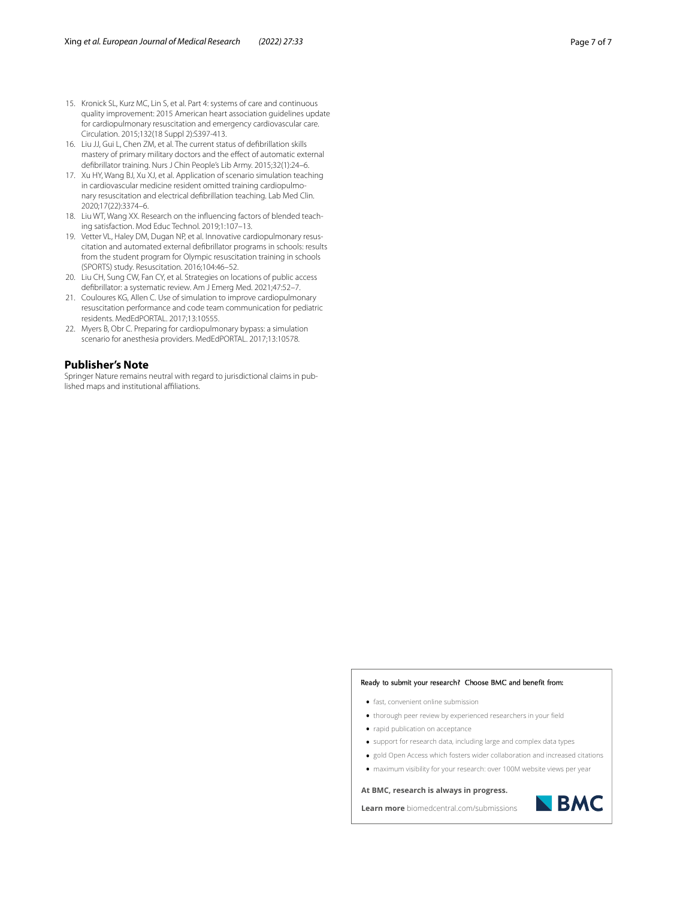15. Kronick SL, Kurz MC, Lin S, et al. Part 4: systems of care and continuous quality improvement: 2015 American heart association guidelines update for cardiopulmonary resuscitation and emergency cardiovascular care. Circulation. 2015;132(18 Suppl 2):S397-413.
16. Liu JJ, Gui L, Chen ZM, et al. The current status of defibrillation skills mastery of primary military doctors and the effect of automatic external defibrillator training. Nurs J Chin People's Lib Army. 2015;32(1):24–6.
17. Xu HY, Wang BJ, Xu XJ, et al. Application of scenario simulation teaching in cardiovascular medicine resident omitted training cardiopulmonary resuscitation and electrical defibrillation teaching. Lab Med Clin. 2020;17(22):3374–6.
18. Liu WT, Wang XX. Research on the influencing factors of blended teaching satisfaction. Mod Educ Technol. 2019;1:107–13.
19. Vetter VL, Haley DM, Dugan NP, et al. Innovative cardiopulmonary resuscitation and automated external defibrillator programs in schools: results from the student program for Olympic resuscitation training in schools (SPORTS) study. Resuscitation. 2016;104:46–52.
20. Liu CH, Sung CW, Fan CY, et al. Strategies on locations of public access defibrillator: a systematic review. Am J Emerg Med. 2021;47:52–7.
21. Couloures KG, Allen C. Use of simulation to improve cardiopulmonary resuscitation performance and code team communication for pediatric residents. MedEdPORTAL. 2017;13:10555.
22. Myers B, Obr C. Preparing for cardiopulmonary bypass: a simulation scenario for anesthesia providers. MedEdPORTAL. 2017;13:10578.

## Publisher's Note

Springer Nature remains neutral with regard to jurisdictional claims in published maps and institutional affiliations.

Ready to submit your research? Choose BMC and benefit from:

- fast, convenient online submission
- thorough peer review by experienced researchers in your field
- rapid publication on acceptance
- support for research data, including large and complex data types
- gold Open Access which fosters wider collaboration and increased citations
- maximum visibility for your research: over 100M website views per year

**At BMC, research is always in progress.**

**Learn more** biomedcentral.com/submissions